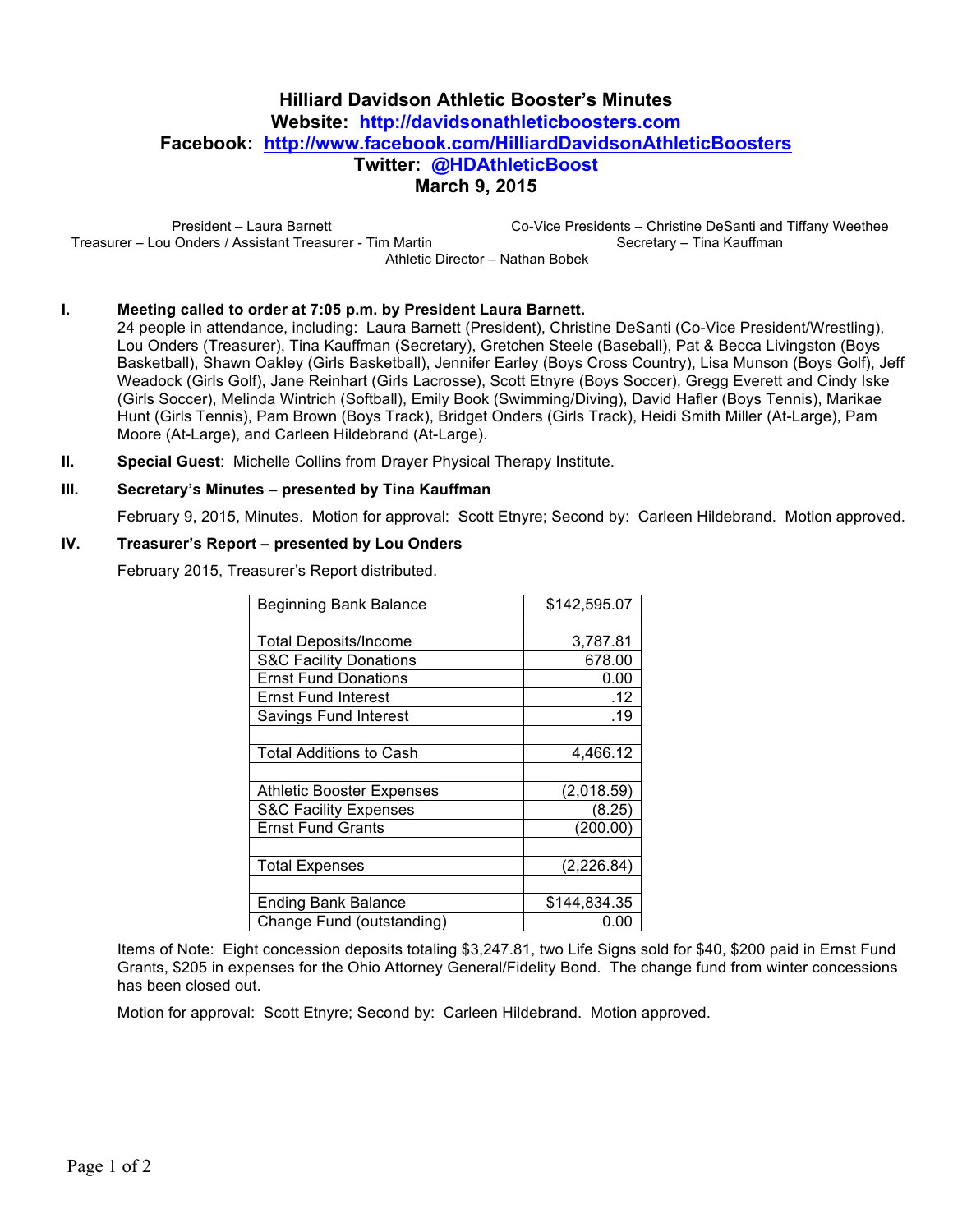# Hilliard Davidson Athletic Booster's Minutes

**Website: http://davidsonathleticboosters.com**
**Facebook: http://www.facebook.com/HilliardDavidsonAthleticBoosters**
**Twitter: @HDAthleticBoost**
**March 9, 2015**

President – Laura Barnett
Co-Vice Presidents – Christine DeSanti and Tiffany Weethee
Treasurer – Lou Onders / Assistant Treasurer - Tim Martin
Secretary – Tina Kauffman
Athletic Director – Nathan Bobek

**I. Meeting called to order at 7:05 p.m. by President Laura Barnett.**

24 people in attendance, including: Laura Barnett (President), Christine DeSanti (Co-Vice President/Wrestling), Lou Onders (Treasurer), Tina Kauffman (Secretary), Gretchen Steele (Baseball), Pat & Becca Livingston (Boys Basketball), Shawn Oakley (Girls Basketball), Jennifer Earley (Boys Cross Country), Lisa Munson (Boys Golf), Jeff Weadock (Girls Golf), Jane Reinhart (Girls Lacrosse), Scott Etnyre (Boys Soccer), Gregg Everett and Cindy Iske (Girls Soccer), Melinda Wintrich (Softball), Emily Book (Swimming/Diving), David Hafler (Boys Tennis), Marikae Hunt (Girls Tennis), Pam Brown (Boys Track), Bridget Onders (Girls Track), Heidi Smith Miller (At-Large), Pam Moore (At-Large), and Carleen Hildebrand (At-Large).

**II. Special Guest**: Michelle Collins from Drayer Physical Therapy Institute.

**III. Secretary's Minutes – presented by Tina Kauffman**

February 9, 2015, Minutes. Motion for approval: Scott Etnyre; Second by: Carleen Hildebrand. Motion approved.

**IV. Treasurer's Report – presented by Lou Onders**

February 2015, Treasurer's Report distributed.

| Beginning Bank Balance | $142,595.07 |
|---|---|
| | |
| Total Deposits/Income | 3,787.81 |
| S&C Facility Donations | 678.00 |
| Ernst Fund Donations | 0.00 |
| Ernst Fund Interest | .12 |
| Savings Fund Interest | .19 |
| | |
| Total Additions to Cash | 4,466.12 |
| | |
| Athletic Booster Expenses | (2,018.59) |
| S&C Facility Expenses | (8.25) |
| Ernst Fund Grants | (200.00) |
| | |
| Total Expenses | (2,226.84) |
| | |
| Ending Bank Balance | $144,834.35 |
| Change Fund (outstanding) | 0.00 |

Items of Note: Eight concession deposits totaling $3,247.81, two Life Signs sold for $40, $200 paid in Ernst Fund Grants, $205 in expenses for the Ohio Attorney General/Fidelity Bond. The change fund from winter concessions has been closed out.

Motion for approval: Scott Etnyre; Second by: Carleen Hildebrand. Motion approved.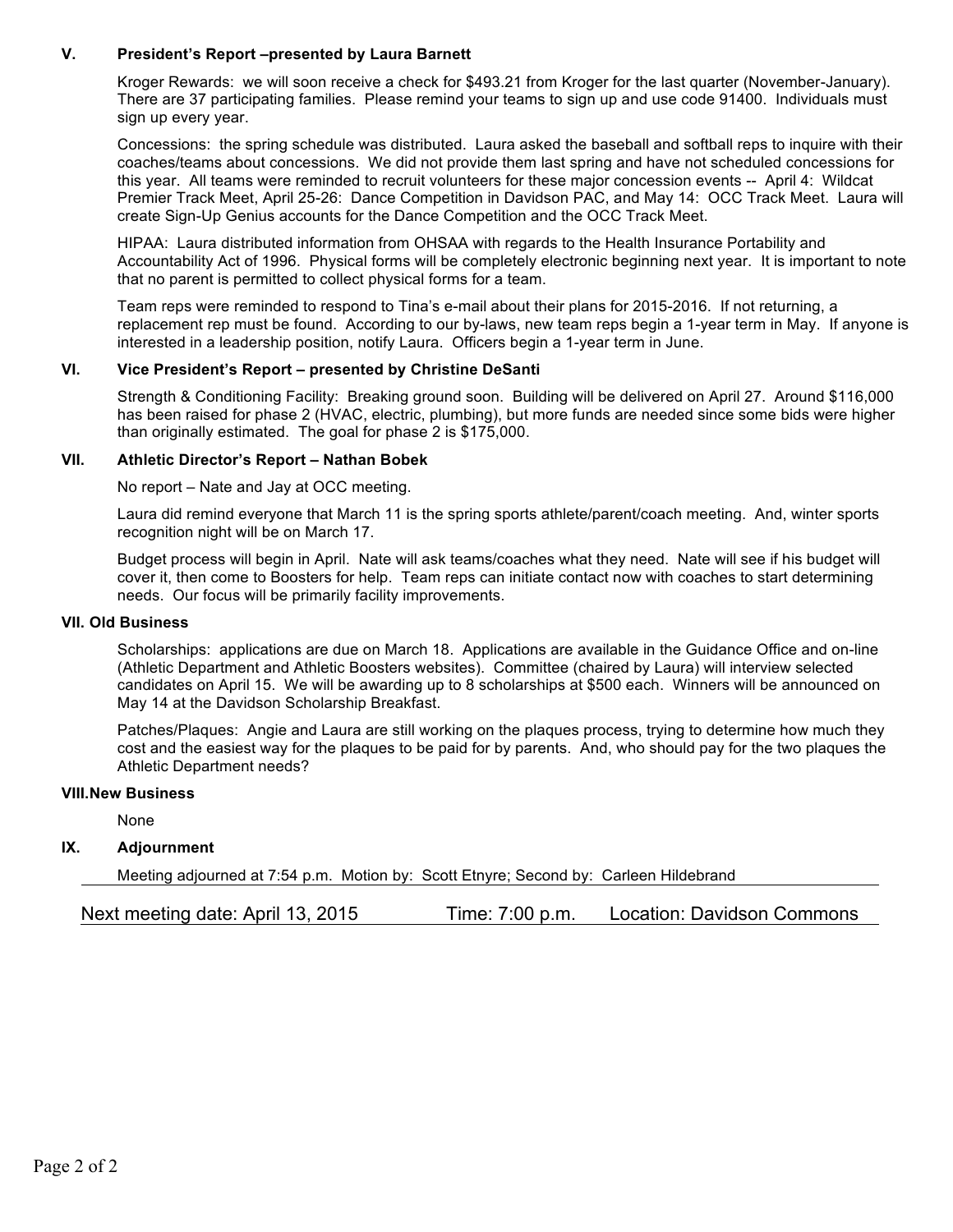## V. President's Report –presented by Laura Barnett

Kroger Rewards: we will soon receive a check for $493.21 from Kroger for the last quarter (November-January). There are 37 participating families. Please remind your teams to sign up and use code 91400. Individuals must sign up every year.

Concessions: the spring schedule was distributed. Laura asked the baseball and softball reps to inquire with their coaches/teams about concessions. We did not provide them last spring and have not scheduled concessions for this year. All teams were reminded to recruit volunteers for these major concession events -- April 4: Wildcat Premier Track Meet, April 25-26: Dance Competition in Davidson PAC, and May 14: OCC Track Meet. Laura will create Sign-Up Genius accounts for the Dance Competition and the OCC Track Meet.

HIPAA: Laura distributed information from OHSAA with regards to the Health Insurance Portability and Accountability Act of 1996. Physical forms will be completely electronic beginning next year. It is important to note that no parent is permitted to collect physical forms for a team.

Team reps were reminded to respond to Tina's e-mail about their plans for 2015-2016. If not returning, a replacement rep must be found. According to our by-laws, new team reps begin a 1-year term in May. If anyone is interested in a leadership position, notify Laura. Officers begin a 1-year term in June.

## VI. Vice President's Report – presented by Christine DeSanti

Strength & Conditioning Facility: Breaking ground soon. Building will be delivered on April 27. Around $116,000 has been raised for phase 2 (HVAC, electric, plumbing), but more funds are needed since some bids were higher than originally estimated. The goal for phase 2 is $175,000.

## VII. Athletic Director's Report – Nathan Bobek

No report – Nate and Jay at OCC meeting.

Laura did remind everyone that March 11 is the spring sports athlete/parent/coach meeting. And, winter sports recognition night will be on March 17.

Budget process will begin in April. Nate will ask teams/coaches what they need. Nate will see if his budget will cover it, then come to Boosters for help. Team reps can initiate contact now with coaches to start determining needs. Our focus will be primarily facility improvements.

## VII. Old Business

Scholarships: applications are due on March 18. Applications are available in the Guidance Office and on-line (Athletic Department and Athletic Boosters websites). Committee (chaired by Laura) will interview selected candidates on April 15. We will be awarding up to 8 scholarships at $500 each. Winners will be announced on May 14 at the Davidson Scholarship Breakfast.

Patches/Plaques: Angie and Laura are still working on the plaques process, trying to determine how much they cost and the easiest way for the plaques to be paid for by parents. And, who should pay for the two plaques the Athletic Department needs?

## VIII. New Business

None

## IX. Adjournment

Meeting adjourned at 7:54 p.m. Motion by: Scott Etnyre; Second by: Carleen Hildebrand

Next meeting date: April 13, 2015 Time: 7:00 p.m. Location: Davidson Commons